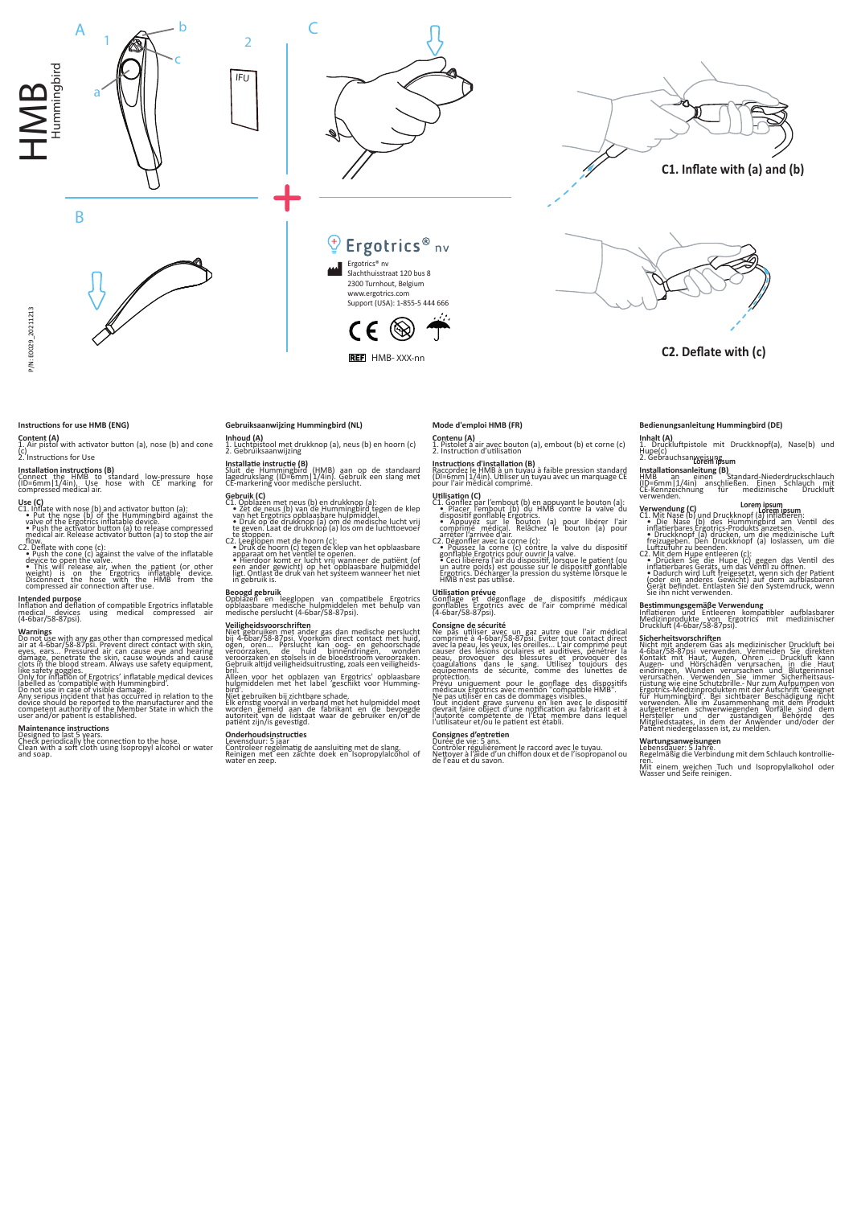# HMB Hummingbird

A

1 a b c

2 IFU

B

C

C1. Inflate with (a) and (b)

C2. Deflate with (c)

Ergotrics® nv

Ergotrics® nv
Slachthuisstraat 120 bus 8
2300 Turnhout, Belgium
www.ergotrics.com
Support (USA): 1-855-5 444 666

REF HMB- XXX-nn

P/N: E0029_20211213

## Instructions for use HMB (ENG)

**Content (A)**
1. Air pistol with activator button (a), nose (b) and cone (c)
2. Instructions for Use

**Installation instructions (B)**
Connect the HMB to standard low-pressure hose (ID=6mm|1/4in). Use hose with CE marking for compressed medical air.

**Use (C)**
C1. Inflate with nose (b) and activator button (a):
- Put the nose (b) of the Hummingbird against the valve of the Ergotrics inflatable device.
- Push the activator button (a) to release compressed medical air. Release activator button (a) to stop the air flow.

C2. Deflate with cone (c):
- Push the cone (c) against the valve of the inflatable device to open the valve.
- This will release air, when the patient (or other weight) is on the Ergotrics inflatable device. Disconnect the hose with the HMB from the compressed air connection after use.

**Intended purpose**
Inflation and deflation of compatible Ergotrics inflatable medical devices using medical compressed air (4-6bar/58-87psi).

**Warnings**
Do not use with any gas other than compressed medical air at 4-6bar/58-87psi. Prevent direct contact with skin, eyes, ears... Pressured air can cause eye and hearing damage, penetrate the skin, cause wounds and cause clots in the blood stream. Always use safety equipment, like safety goggles.
Only for inflation of Ergotrics' inflatable medical devices labelled as 'compatible with Hummingbird'.
Do not use in case of visible damage.
Any serious incident that has occurred in relation to the device should be reported to the manufacturer and the competent authority of the Member State in which the user and/or patient is established.

**Maintenance instructions**
Designed to last 5 years.
Check periodically the connection to the hose.
Clean with a soft cloth using Isopropyl alcohol or water and soap.

## Gebruiksaanwijzing Hummingbird (NL)

**Inhoud (A)**
1. Luchtpistool met drukknop (a), neus (b) en hoorn (c)
2. Gebruiksaanwijzing

**Installatie instructie (B)**
Sluit de Hummingbird (HMB) aan op de standaard lagedrukslang (ID=6mm|1/4in). Gebruik een slang met CE-markering voor medische perslucht.

**Gebruik (C)**
C1. Opblazen met neus (b) en drukknop (a):
- Zet de neus (b) van de Hummingbird tegen de klep van het Ergotrics opblaasbare hulpmiddel.
- Druk op de drukknop (a) om de medische lucht vrij te geven. Laat de drukknop (a) los om de luchttoevoer te stoppen.

C2. Leeglopen met de hoorn (c):
- Druk de hoorn (c) tegen de klep van het opblaasbare apparaat om het ventiel te openen.
- Hierdoor komt er lucht vrij wanneer de patiënt (of een ander gewicht) op het opblaasbare hulpmiddel ligt. Ontlast de druk van het systeem wanneer het niet in gebruik is.

**Beoogd gebruik**
Opblazen en leeglopen van compatibele Ergotrics opblaasbare medische hulpmiddelen met behulp van medische perslucht (4-6bar/58-87psi).

**Veiligheidsvoorschriften**
Niet gebruiken met ander gas dan medische perslucht bij 4-6bar/58-87psi. Voorkom direct contact met huid, ogen, oren… Perslucht kan oog- en gehoorschade veroorzaken, de huid binnendringen, wonden veroorzaken en stolsels in de bloedstroom veroorzaken. Gebruik altijd veiligheidsuitrusting, zoals een veiligheidsbril.
Alleen voor opblazen van Ergotrics' opblaasbare hulpmiddelen met het label 'geschikt voor Hummingbird'.
Niet gebruiken bij zichtbare schade.
Elk ernstig voorval in verband met het hulpmiddel moet worden gemeld aan de fabrikant en de bevoegde autoriteit van de lidstaat waar de gebruiker en/of de patiënt zijn/is gevestigd.

**Onderhoudsinstructies**
Levensduur: 5 jaar
Controleer regelmatig de aansluiting met de slang.
Reinigen met een zachte doek en Isopropylalcohol of water en zeep.

## Mode d'emploi HMB (FR)

**Contenu (A)**
1. Pistolet à air avec bouton (a), embout (b) et corne (c)
2. Instruction d'utilisation

**Instructions d'installation (B)**
Raccordez le HMB à un tuyau à faible pression standard (DI=6mm|1/4in). Utiliser un tuyau avec un marquage CE pour l'air médical comprimé.

**Utilisation (C)**
C1. Gonflez par l'embout (b) en appuyant le bouton (a):
- Placer l'embout (b) du HMB contre la valve du dispositif gonflable Ergotrics.
- Appuyez sur le bouton (a) pour libérer l'air comprimé médical. Relâchez le bouton (a) pour arrêter l'arrivée d'air.

C2. Dégonfler avec la corne (c):
- Poussez la corne (c) contre la valve du dispositif gonflable Ergotrics pour ouvrir la valve.
- Ceci libérera l'air du dispositif, lorsque le patient (ou un autre poids) est posé sur le dispositif gonflable Ergotrics. Décharger la pression du système lorsque le HMB n'est pas utilisé.

**Utilisation prévue**
Gonflage et dégonflage de dispositifs médicaux gonflables Ergotrics avec de l'air comprimé médical (4-6bar/58-87psi).

**Consigne de sécurité**
Ne pas utiliser avec un gaz autre que l'air médical comprimé à 4-6bar/58-87psi. Eviter tout contact direct avec la peau, les yeux, les oreilles... L'air comprimé peut causer des lésions oculaires et auditives, pénétrer la peau, provoquer des blessures et provoquer des coagulations dans le sang. Utilisez toujours des équipements de sécurité, comme des lunettes de protection.
Prévu uniquement pour le gonflage des dispositifs médicaux Ergotrics avec mention "compatible HMB".
Ne pas utiliser en cas de dommages visibles.
Tout incident grave survenu en lien avec le dispositif devrait faire objet d'une notification au fabricant et à l'autorité compétente de l'État membre dans lequel l'utilisateur et/ou le patient est établi.

**Consignes d'entretien**
Durée de vie: 5 ans.
Contrôler régulièrement le raccord avec le tuyau.
Nettoyer à l'aide d'un chiffon doux et de l'isopropanol ou de l'eau et du savon.

## Bedienungsanleitung Hummingbird (DE)

**Inhalt (A)**
1. Druckluftpistole mit Druckknopf(a), Nase(b) und Hupe(c)
2. Gebrauchsanweisung

Lorem ipsum

**Installationsanleitung (B)**
HMB an einen Standard-Niederdruckschlauch (ID=6mm|1/4in) anschließen. Einen Schlauch mit CE-Kennzeichnung für medizinische Druckluft verwenden.

Lorem ipsum

**Verwendung (C)**

Lorem ipsum

C1. Mit Nase (b) und Druckknopf (a) inflatieren:
- Die Nase (b) des Hummingbird am Ventil des inflatierbares Ergotrics-Produkts anzetsen.
- Druckknopf (a) drücken, um die medizinische Luft freizugeben. Den Druckknopf (a) loslassen, um die Luftzufuhr zu beenden.

C2. Mit dem Hupe entleeren (c):
- Drücken Sie die Hupe (c) gegen das Ventil des inflatierbares Geräts, um das Ventil zu öffnen.
- Dadurch wird Luft freigesetzt, wenn sich der Patient (oder ein anderes Gewicht) auf dem aufblasbaren Gerät befindet. Entlasten Sie den Systemdruck, wenn Sie ihn nicht verwenden.

**Bestimmungsgemäße Verwendung**
Inflatieren und Entleeren kompatibler aufblasbarer Medizinprodukte von Ergotrics mit medizinischer Druckluft (4-6bar/58-87psi).

**Sicherheitsvorschriften**
Nicht mit anderem Gas als medizinischer Druckluft bei 4-6bar/58-87psi verwenden. Vermeiden Sie direkten Kontakt mit Haut, Augen, Ohren ... Druckluft kann Augen- und Hörschäden verursachen, in die Haut eindringen, Wunden verursachen und Blutgerinnsel verursachen. Verwenden Sie immer Sicherheitsausrüstung wie eine Schutzbrille.- Nur zum Aufpumpen von Ergotrics-Medizinprodukten mit der Aufschrift 'Geeignet für Hummingbird'. Bei sichtbarer Beschädigung nicht verwenden. Alle im Zusammenhang mit dem Produkt aufgetretenen schwerwiegenden Vorfälle sind dem Hersteller und der zuständigen Behörde des Mitgliedstaates, in dem der Anwender und/oder der Patient niedergelassen ist, zu melden.

**Wartungsanweisungen**
Lebensdauer: 5 Jahre.
Regelmäßig die Verbindung mit dem Schlauch kontrollieren.
Mit einem weichen Tuch und Isopropylalkohol oder Wasser und Seife reinigen.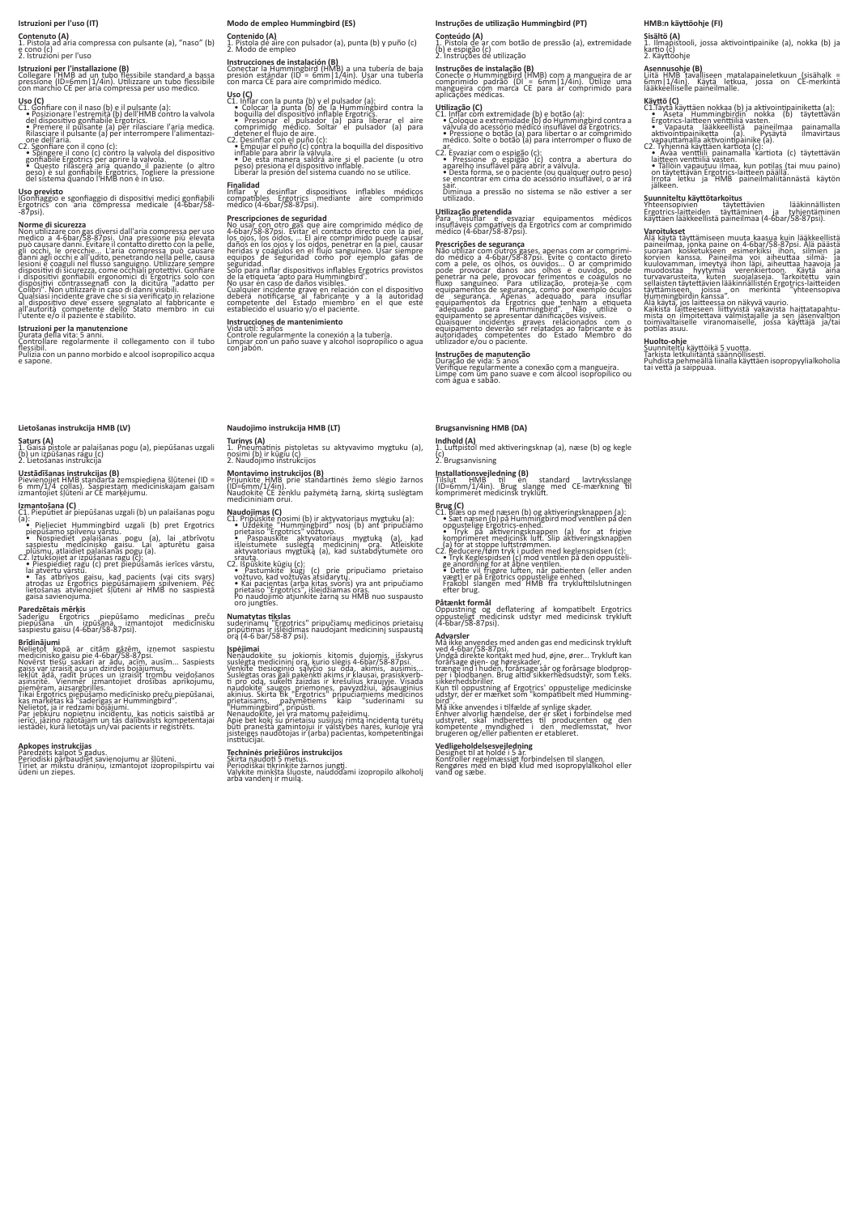# Istruzioni per l'uso (IT)

**Contenuto (A)**
1. Pistola ad aria compressa con pulsante (a), "naso" (b) e cono (c)
2. Istruzioni per l'uso

**Istruzioni per l'installazione (B)**
Collegare l'HMB ad un tubo flessibile standard a bassa pressione (ID=6mm|1/4in). Utilizzare un tubo flessibile con marchio CE per aria compressa per uso medico.

**Uso (C)**
C1. Gonfiare con il naso (b) e il pulsante (a):
- Posizionare l'estremità (b) dell'HMB contro la valvola del dispositivo gonfiabile Ergotrics.
- Premere il pulsante (a) per rilasciare l'aria medica. Rilasciare il pulsante (a) per interrompere l'alimentazione dell'aria.

C2. Sgonfiare con il cono (c):
- Spingere il cono (c) contro la valvola del dispositivo gonfiabile Ergotrics per aprire la valvola.
- Questo rilascerà aria quando il paziente (o altro peso) è sul gonfiabile Ergotrics. Togliere la pressione del sistema quando l'HMB non è in uso.

**Uso previsto**
IGonfiaggio e sgonfiaggio di dispositivi medici gonfiabili Ergotrics con aria compressa medicale (4-6bar/58--87psi).

**Norme di sicurezza**
Non utilizzare con gas diversi dall'aria compressa per uso medico a 4-6bar/58-87psi. Una pressione più elevata può causare danni. Evitare il contatto diretto con la pelle, gli occhi, le orecchie... L'aria compressa può causare danni agli occhi e all'udito, penetrando nella pelle, causa lesioni e coaguli nel flusso sanguigno. Utilizzare sempre dispositivi di sicurezza, come occhiali protettivi. Gonfiare i dispositivi gonfiabili ergonomici di Ergotrics solo con dispositivi contrassegnati con la dicitura "adatto per Colibrì". Non utilizzare in caso di danni visibili.
Qualsiasi incidente grave che si sia verificato in relazione al dispositivo deve essere segnalato al fabbricante e all'autorità competente dello Stato membro in cui l'utente e/o il paziente è stabilito.

**Istruzioni per la manutenzione**
Durata della vita: 5 anni.
Controllare regolarmente il collegamento con il tubo flessibil.
Pulizia con un panno morbido e alcool isopropilico acqua e sapone.

# Modo de empleo Hummingbird (ES)

**Contenido (A)**
1. Pistola de aire con pulsador (a), punta (b) y puño (c)
2. Modo de empleo

**Instrucciones de instalación (B)**
Conectar la Hummingbird (HMB) a una tubería de baja presión estándar (ID = 6mm|1/4in). Usar una tubería con marca CE para aire comprimido médico.

**Uso (C)**
C1. Inflar con la punta (b) y el pulsador (a):
- Colocar la punta (b) de la Hummingbird contra la boquilla del dispositivo inflable Ergotrics.
- Presionar el pulsador (a) para liberar el aire comprimido médico. Soltar el pulsador (a) para detener el flujo de aire.

C2. Desinflar con el puño (c):
- Empujar el puño (c) contra la boquilla del dispositivo inflable para abrir la válvula.
- De esta manera saldrá aire si el paciente (u otro peso) presiona el dispositivo inflable.

Liberar la presión del sistema cuando no se utilice.

**Finalidad**
Inflar y desinflar dispositivos inflables médicos compatibles Ergotrics mediante aire comprimido médico (4-6bar/58-87psi).

**Prescripciones de seguridad**
No usar con otro gas que aire comprimido médico de 4-6bar/58-87psi. Evitar el contacto directo con la piel, los ojos, los oídos, ... El aire comprimido puede causar daños en los ojos y los oídos, penetrar en la piel, causar heridas y coágulos en el flujo sanguíneo. Usar siempre equipos de seguridad como por ejemplo gafas de seguridad.
Solo para inflar dispositivos inflables Ergotrics provistos de la etiqueta 'apto para Hummingbird'.
No usar en caso de daños visibles.
Cualquier incidente grave en relación con el dispositivo deberá notificarse al fabricante y a la autoridad competente del Estado miembro en el que esté establecido el usuario y/o el paciente.

**Instrucciones de mantenimiento**
Vida útil: 5 años
Controlar regularmente la conexión a la tubería.
Limpiar con un paño suave y alcohol isopropílico o agua con jabón.

# Instruções de utilização Hummingbird (PT)

**Conteúdo (A)**
1. Pistola de ar com botão de pressão (a), extremidade (b) e espigão (c)
2. Instruções de utilização

**Instruções de instalação (B)**
Conecte o Hummingbird (HMB) com a mangueira de ar comprimido padrão (DI = 6mm|1/4in). Utilize uma mangueira com marca CE para ar comprimido para aplicações médicas.

**Utilização (C)**
C1. Insuflar com extremidade (b) e botão (a):
- Coloque a extremidade (b) do Hummingbird contra a válvula do acessório médico insuflável da Ergotrics.
- Pressione o botão (a) para libertar o ar comprimido médico. Solte o botão (a) para interromper o fluxo de ar.

C2. Esvaziar com o espigão (c):
- Pressione o espigão (c) contra a abertura do aparelho insuflável para abrir a válvula.
- Desta forma, se o paciente (ou qualquer outro peso) se encontrar em cima do acessório insuflável, o ar irá sair.

Diminua a pressão no sistema se não estiver a ser utilizado.

**Utilização pretendida**
Para insuflar e esvaziar equipamentos médicos insufláveis compatíveis da Ergotrics com ar comprimido médico (4-6bar/58-87psi).

**Prescrições de segurança**
Não utilizar com outros gases, apenas com ar comprimido médico a 4-6bar/58-87psi. Evite o contacto direto com a pele, os olhos, os ouvidos... O ar comprimido pode provocar danos aos olhos e ouvidos, pode penetrar na pele, provocar ferimentos e coágulos no fluxo sanguíneo. Para utilização, proteja-se com equipamentos de segurança, como por exemplo óculos de segurança. Apenas adequado para insuflar equipamentos da Ergotrics que tenham a etiqueta "adequado para Hummingbird". Não utilize o equipamento se apresentar danificações visíveis.
Quaisquer incidentes graves relacionados com o equipamento deverão ser relatados ao fabricante e às autoridades competentes do Estado Membro do utilizador e/ou o paciente.

**Instruções de manutenção**
Duração de vida: 5 anos
Verifique regularmente a conexão com a mangueira.
Limpe com um pano suave e com álcool isopropílico ou com água e sabão.

# HMB:n käyttöohje (FI)

**Sisältö (A)**
1. Ilmapistooli, jossa aktivointipainike (a), nokka (b) ja kartio (c)
2. Käyttöohje

**Asennusohje (B)**
Liitä HMB tavalliseen matalapaineletkuun (sisähalk = 6mm|1/4in). Käytä letkua, jossa on CE-merkintä lääkkeelliselle paineilmalle.

**Käyttö (C)**
C1.Täytä käyttäen nokkaa (b) ja aktivointipainiketta (a):
- Aseta Hummingbirdin nokka (b) täytettävän Ergotrics-laitteen venttiiliä vasten.
- Vapauta lääkkeellistä paineilmaa painamalla aktivointipainiketta (a). Pysäytä ilmavirtaus vapauttamalla aktivointipainike (a).

C2. Tyhjennä käyttäen kartiota (c):
- Avaa venttiili painamalla kartiota (c) täytettävän laitteen venttiiliä vasten.
- Tällöin vapautuu ilmaa, kun potilas (tai muu paino) on täytettävän Ergotrics-laitteen päällä.

Irrota letku ja HMB paineilmaliitännästä käytön jälkeen.

**Suunniteltu käyttötarkoitus**
Yhteensopivien täytettävien lääkinnällisten Ergotrics-laitteiden täyttäminen ja tyhjentäminen käyttäen lääkkeellistä paineilmaa (4-6bar/58-87psi).

**Varoitukset**
Älä käytä täyttämiseen muuta kaasua kuin lääkkeellistä paineilmaa, jonka paine on 4-6bar/58-87psi. Älä päästä suoraan kosketukseen esimerkiksi ihon, silmien ja korvien kanssa. Paineilma voi aiheuttaa silmä- ja kuulovamman, imeytyä ihon läpi, aiheuttaa haavoja ja muodostaa hyytymiä verenkiertoon. Käytä aina turvavarusteita, kuten suojalaseja. Tarkoitettu vain sellaisten täytettävien lääkinnällisten Ergotrics-laitteiden täyttämiseen, joissa on merkintä "yhteensopiva Hummingbirdin kanssa".
Älä käytä, jos laitteessa on näkyvä vaurio.
Kaikista laitteeseen liittyvistä vakavista haittatapahtumista on ilmoitettava valmistajalle ja sen jäsenvaltion toimivaltaiselle viranomaiselle, jossa käyttäjä ja/tai potilas asuu.

**Huolto-ohje**
Suunniteltu käyttöikä 5 vuotta.
Tarkista letkuliitäntä säännöllisesti.
Puhdista pehmeällä liinalla käyttäen isopropyylialkoholia tai vettä ja saippuaa.

# Lietošanas instrukcija HMB (LV)

**Saturs (A)**
1. Gaisa pistole ar palaišanas pogu (a), piepūšanas uzgali (b) un izpūšanas ragu (c)
2. Lietošanas instrukcija

**Uzstādīšanas instrukcijas (B)**
Pievienojiet HMB standarta zemspiediena šļūtenei (ID = 6 mm/1/4 collas). Saspiestam medicīniskajam gaisam izmantojiet šļūteni ar CE marķējumu.

**Izmantošana (C)**
C1. Piepūtiet ar piepūšanas uzgali (b) un palaišanas pogu (a):
- Pielieciet Hummingbird uzgali (b) pret Ergotrics piepūšamo spilvenu vārstu.
- Nospiediet palaišanas pogu (a), lai atbrīvotu saspiestu medicīnisko gaisu. Lai apturētu gaisa plūsmu, atlaidiet palaišanas pogu (a).

C2. Izlaižot izpūšanas ragu (c):
- Piespiediet ragu (c) pret piepūšamās ierīces vārstu, lai atvērtu vārstu.
- Tas atbrīvos gaisu, kad pacients (vai cits svars) atrodas uz Ergotrics piepūšamajiem spilveniem. Pēc lietošanas atvienojiet šļūteni ar HMB no saspiestā gaisa savienojuma.

**Paredzētais mērķis**
Saderīgu Ergotrics piepūšamo medicīnas preču piepūšana un izpūšana, izmantojot medicīnisku saspiestu gaisu (4-6bar/58-87psi).

**Brīdinājumi**
Nelietot kopā ar citām gāzēm, izņemot saspiestu medicīnisko gaisu pie 4-6bar/58-87psi.
Novērst tiešu saskari ar ādu, acīm, ausīm... Saspiests gaiss var izraisīt acu un dzirdes bojājumus, iekļūt ādā, radīt brūces un izraisīt trombu veidošanos asinsritē. Vienmēr izmantojiet drošības aprīkojumu, piemēram, aizsargbrilles.
Tikai Ergotrics piepūšamo medicīnisko preču piepūšanai, kas marķētas kā "saderīgas ar Hummingbird".
Nelietot, ja ir redzami bojājumi.
Par jebkuru nopietnu incidentu, kas noticis saistībā ar ierīci, jāziņo ražotājam un tās dalībvalsts kompetentajai iestādei, kurā lietotājs un/vai pacients ir reģistrēts.

**Apkopes instrukcijas**
Paredzēts kalpot 5 gadus.
Periodiski pārbaudiet savienojumu ar šļūteni.
Tīriet ar mīkstu drāniņu, izmantojot izopropilspirtu vai ūdeni un ziepes.

# Naudojimo instrukcija HMB (LT)

**Turinys (A)**
1. Pneumatinis pistoletas su aktyvavimo mygtuku (a), nosimi (b) ir kūgiu (c)
2. Naudojimo instrukcijos

**Montavimo instrukcijos (B)**
Prijunkite HMB prie standartinės žemo slėgio žarnos (ID=6mm/1/4in).
Naudokite CE ženklu pažymėtą žarną, skirtą suslėgtam medicininiam orui.

**Naudojimas (C)**
C1. Pripūskite nosimi (b) ir aktyvatoriaus mygtuku (a):
- Uždėkite "Hummingbird" nosį (b) ant pripučiamo prietaiso "Ergotrics" vožtuvo.
- Paspauskite aktyvatoriaus mygtuką (a), kad išleistumėte suslėgtą medicininį orą. Atleiskite aktyvatoriaus mygtuką (a), kad sustabdytumėte oro srautą.

C2. Išpūskite kūgiu (c):
- Pastumkite kūgį (c) prie pripučiamo prietaiso vožtuvo, kad vožtuvas atsidarytų.
- Kai pacientas (arba kitas svoris) yra ant pripučiamo prietaiso "Ergotrics", išleidžiamas oras.

Po naudojimo atjunkite žarną su HMB nuo suspausto oro jungties.

**Numatytas tikslas**
Suderinamų "Ergotrics" pripučiamų medicinos prietaisų pripūtimas ir išleidimas naudojant medicininį suspaustą orą (4-6 bar/58-87 psi).

**Įspėjimai**
Nenaudokite su jokiomis kitomis dujomis, išskyrus suslėgtą medicininį orą, kurio slėgis 4-6bar/58-87psi.
Venkite tiesioginio sąlyčio su oda, akimis, ausimis... Suslėgtas oras gali pakenkti akims ir klausai, prasiskverbti pro odą, sukelti žaizdas ir krešulius kraujyje. Visada naudokite saugos priemones, pavyzdžiui, apsauginius akinius. Skirta tik "Ergotrics" pripučiamiems medicinos prietaisams, pažymėtiems kaip "suderinami su "Hummingbird"", pripūsti.
Nenaudokite, jei yra matomų pažeidimų.
Apie bet kokį su prietaisu susijusį rimtą incidentą turėtų būti pranešta gamintojui ir valstybės narės, kurioje yra įsisteigęs naudotojas ir (arba) pacientas, kompetentingai institucijai.

**Techninės priežiūros instrukcijos**
Skirta naudoti 5 metus.
Periodiškai tikrinkite žarnos jungtį.
Valykite minkšta šluoste, naudodami izopropilo alkoholį arba vandenį ir muilą.

# Brugsanvisning HMB (DA)

**Indhold (A)**
1. Luftpistol med aktiveringsknap (a), næse (b) og kegle (c)
2. Brugsanvisning

**Installationsvejledning (B)**
Tilslut HMB til en standard lavtryksslange (ID=6mm/1/4in). Brug slange med CE-mærkning til komprimeret medicinsk trykluft.

**Brug (C)**
C1. Blæs op med næsen (b) og aktiveringsknappen (a):
- Sæt næsen (b) på Hummingbird mod ventilen på den oppustelige Ergotrics-enhed.
- Tryk på aktiveringsknappen (a) for at frigive komprimeret medicinsk luft. Slip aktiveringsknappen (a) for at stoppe luftstrømmen.

C2. Reducere/tøm tryk i puden med keglenspidsen (c):
- Tryk Keglespidsen (c) mod ventilen på den oppustelige anordning for at åbne ventilen.
- Dette vil frigøre luften, når patienten (eller anden vægt) er på Ergotrics oppustelige enhed.

Frakobl slangen med HMB fra trykluftstilslutningen efter brug.

**Påtænkt formål**
Oppustning og deflatering af kompatibelt Ergotrics oppusteligt medicinsk udstyr med medicinsk trykluft (4-6bar/58-87psi).

**Advarsler**
Må ikke anvendes med anden gas end medicinsk trykluft ved 4-6bar/58-87psi.
Undgå direkte kontakt med hud, øjne, ører... Trykluft kan forårsage øjen- og høreskader, trænge ind i huden, forårsage sår og forårsage blodpropper i blodbanen. Brug altid sikkerhedsudstyr, som f.eks. sikkerhedsbriller.
Kun til oppustning af Ergotrics' oppustelige medicinske udstyr, der er mærket som "kompatibelt med Hummingbird".
Må ikke anvendes i tilfælde af synlige skader.
Enhver alvorlig hændelse, der er sket i forbindelse med udstyret, skal indberettes til producenten og den kompetente myndighed i den medlemsstat, hvor brugeren og/eller patienten er etableret.

**Vedligeholdelsesvejledning**
Designet til at holde i 5 år.
Kontroller regelmæssigt forbindelsen til slangen.
Rengøres med en blød klud med isopropylalkohol eller vand og sæbe.